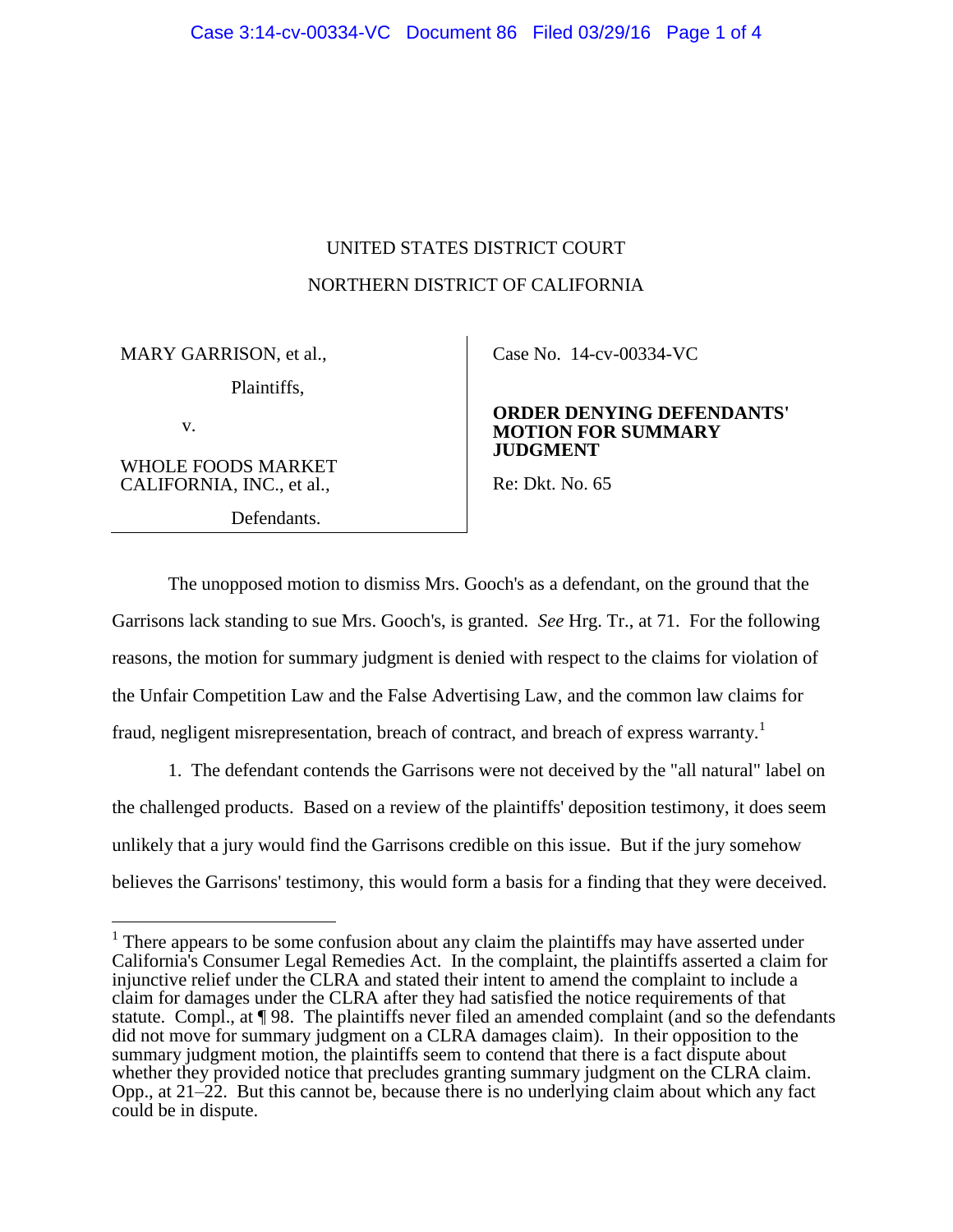UNITED STATES DISTRICT COURT

NORTHERN DISTRICT OF CALIFORNIA

| | |
|---|---|
| MARY GARRISON, et al.,<br>Plaintiffs,<br>v.<br>WHOLE FOODS MARKET CALIFORNIA, INC., et al.,<br>Defendants. | Case No. 14-cv-00334-VC<br><br>**ORDER DENYING DEFENDANTS' MOTION FOR SUMMARY JUDGMENT**<br><br>Re: Dkt. No. 65 |

The unopposed motion to dismiss Mrs. Gooch's as a defendant, on the ground that the Garrisons lack standing to sue Mrs. Gooch's, is granted. *See* Hrg. Tr., at 71. For the following reasons, the motion for summary judgment is denied with respect to the claims for violation of the Unfair Competition Law and the False Advertising Law, and the common law claims for fraud, negligent misrepresentation, breach of contract, and breach of express warranty.[1]

1. The defendant contends the Garrisons were not deceived by the "all natural" label on the challenged products. Based on a review of the plaintiffs' deposition testimony, it does seem unlikely that a jury would find the Garrisons credible on this issue. But if the jury somehow believes the Garrisons' testimony, this would form a basis for a finding that they were deceived.

---

[1] There appears to be some confusion about any claim the plaintiffs may have asserted under California's Consumer Legal Remedies Act. In the complaint, the plaintiffs asserted a claim for injunctive relief under the CLRA and stated their intent to amend the complaint to include a claim for damages under the CLRA after they had satisfied the notice requirements of that statute. Compl., at ¶ 98. The plaintiffs never filed an amended complaint (and so the defendants did not move for summary judgment on a CLRA damages claim). In their opposition to the summary judgment motion, the plaintiffs seem to contend that there is a fact dispute about whether they provided notice that precludes granting summary judgment on the CLRA claim. Opp., at 21–22. But this cannot be, because there is no underlying claim about which any fact could be in dispute.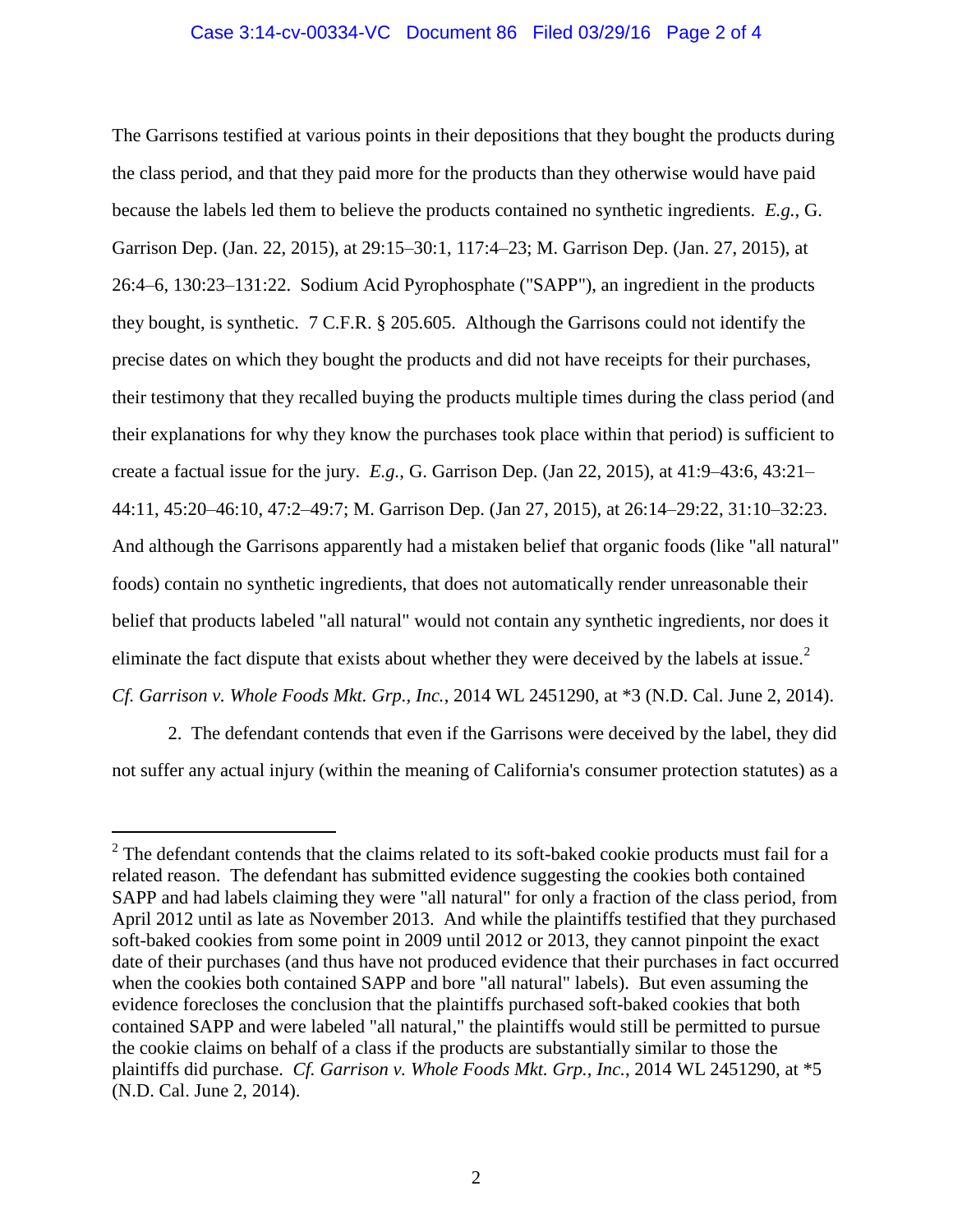The Garrisons testified at various points in their depositions that they bought the products during the class period, and that they paid more for the products than they otherwise would have paid because the labels led them to believe the products contained no synthetic ingredients. *E.g.*, G. Garrison Dep. (Jan. 22, 2015), at 29:15–30:1, 117:4–23; M. Garrison Dep. (Jan. 27, 2015), at 26:4–6, 130:23–131:22. Sodium Acid Pyrophosphate ("SAPP"), an ingredient in the products they bought, is synthetic. 7 C.F.R. § 205.605. Although the Garrisons could not identify the precise dates on which they bought the products and did not have receipts for their purchases, their testimony that they recalled buying the products multiple times during the class period (and their explanations for why they know the purchases took place within that period) is sufficient to create a factual issue for the jury. *E.g.*, G. Garrison Dep. (Jan 22, 2015), at 41:9–43:6, 43:21–44:11, 45:20–46:10, 47:2–49:7; M. Garrison Dep. (Jan 27, 2015), at 26:14–29:22, 31:10–32:23. And although the Garrisons apparently had a mistaken belief that organic foods (like "all natural" foods) contain no synthetic ingredients, that does not automatically render unreasonable their belief that products labeled "all natural" would not contain any synthetic ingredients, nor does it eliminate the fact dispute that exists about whether they were deceived by the labels at issue.[2] *Cf. Garrison v. Whole Foods Mkt. Grp., Inc.*, 2014 WL 2451290, at *3 (N.D. Cal. June 2, 2014).

2. The defendant contends that even if the Garrisons were deceived by the label, they did not suffer any actual injury (within the meaning of California's consumer protection statutes) as a

[2] The defendant contends that the claims related to its soft-baked cookie products must fail for a related reason. The defendant has submitted evidence suggesting the cookies both contained SAPP and had labels claiming they were "all natural" for only a fraction of the class period, from April 2012 until as late as November 2013. And while the plaintiffs testified that they purchased soft-baked cookies from some point in 2009 until 2012 or 2013, they cannot pinpoint the exact date of their purchases (and thus have not produced evidence that their purchases in fact occurred when the cookies both contained SAPP and bore "all natural" labels). But even assuming the evidence forecloses the conclusion that the plaintiffs purchased soft-baked cookies that both contained SAPP and were labeled "all natural," the plaintiffs would still be permitted to pursue the cookie claims on behalf of a class if the products are substantially similar to those the plaintiffs did purchase. *Cf. Garrison v. Whole Foods Mkt. Grp., Inc.*, 2014 WL 2451290, at *5 (N.D. Cal. June 2, 2014).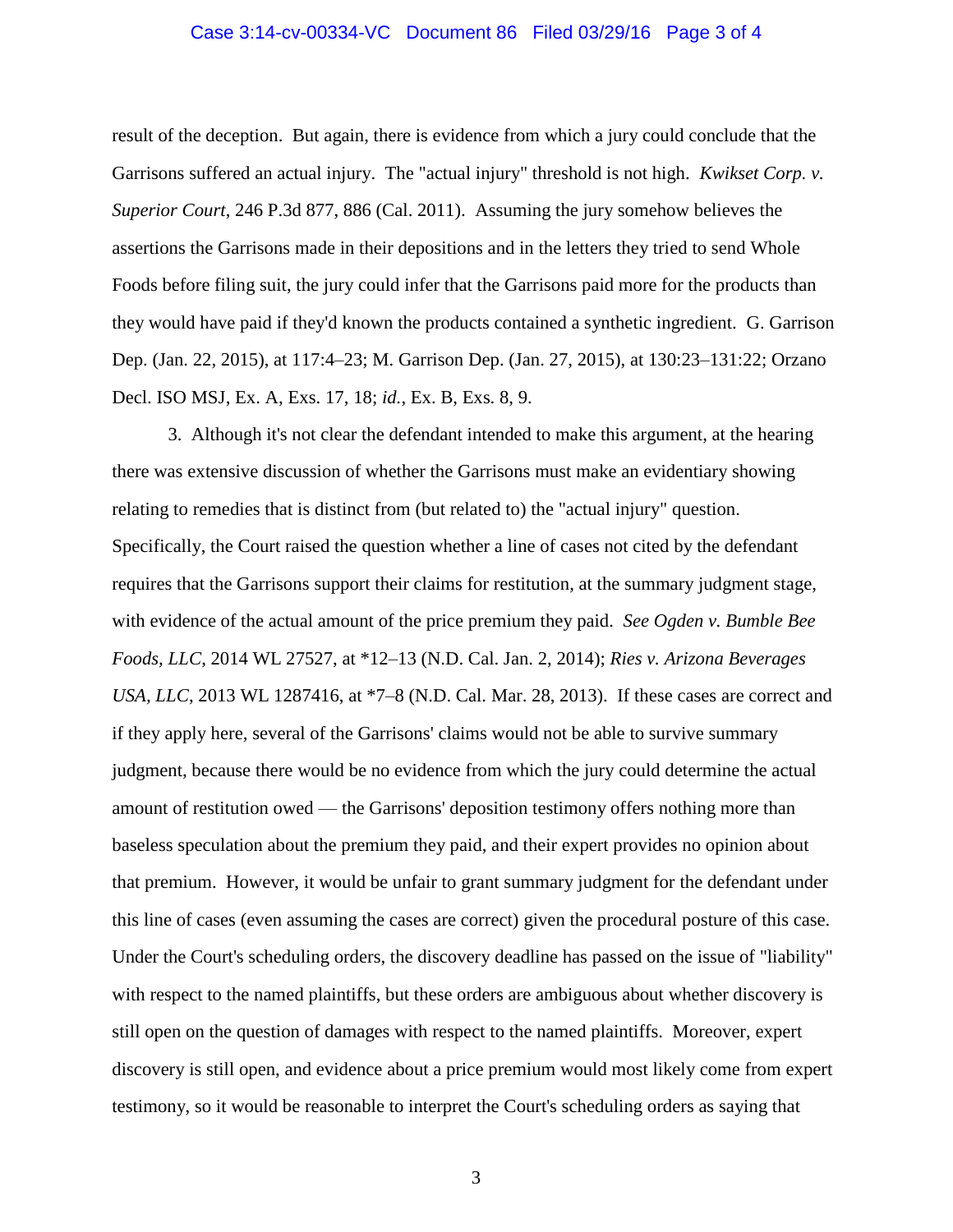result of the deception. But again, there is evidence from which a jury could conclude that the Garrisons suffered an actual injury. The "actual injury" threshold is not high. *Kwikset Corp. v. Superior Court*, 246 P.3d 877, 886 (Cal. 2011). Assuming the jury somehow believes the assertions the Garrisons made in their depositions and in the letters they tried to send Whole Foods before filing suit, the jury could infer that the Garrisons paid more for the products than they would have paid if they'd known the products contained a synthetic ingredient. G. Garrison Dep. (Jan. 22, 2015), at 117:4–23; M. Garrison Dep. (Jan. 27, 2015), at 130:23–131:22; Orzano Decl. ISO MSJ, Ex. A, Exs. 17, 18; *id.*, Ex. B, Exs. 8, 9.

3. Although it's not clear the defendant intended to make this argument, at the hearing there was extensive discussion of whether the Garrisons must make an evidentiary showing relating to remedies that is distinct from (but related to) the "actual injury" question. Specifically, the Court raised the question whether a line of cases not cited by the defendant requires that the Garrisons support their claims for restitution, at the summary judgment stage, with evidence of the actual amount of the price premium they paid. *See Ogden v. Bumble Bee Foods, LLC*, 2014 WL 27527, at *12–13 (N.D. Cal. Jan. 2, 2014); *Ries v. Arizona Beverages USA, LLC*, 2013 WL 1287416, at *7–8 (N.D. Cal. Mar. 28, 2013). If these cases are correct and if they apply here, several of the Garrisons' claims would not be able to survive summary judgment, because there would be no evidence from which the jury could determine the actual amount of restitution owed — the Garrisons' deposition testimony offers nothing more than baseless speculation about the premium they paid, and their expert provides no opinion about that premium. However, it would be unfair to grant summary judgment for the defendant under this line of cases (even assuming the cases are correct) given the procedural posture of this case. Under the Court's scheduling orders, the discovery deadline has passed on the issue of "liability" with respect to the named plaintiffs, but these orders are ambiguous about whether discovery is still open on the question of damages with respect to the named plaintiffs. Moreover, expert discovery is still open, and evidence about a price premium would most likely come from expert testimony, so it would be reasonable to interpret the Court's scheduling orders as saying that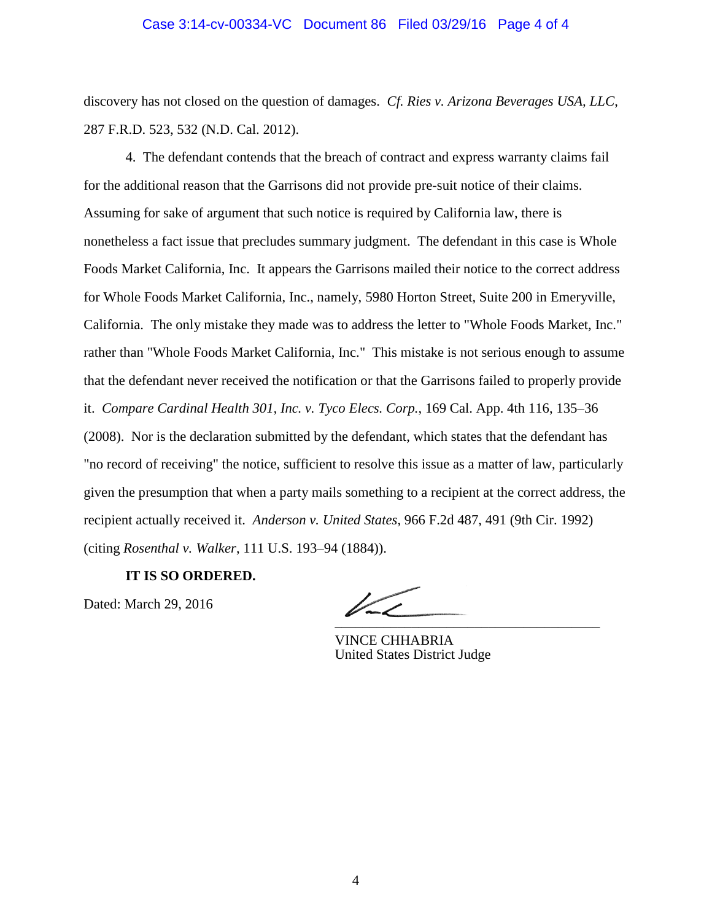discovery has not closed on the question of damages. *Cf. Ries v. Arizona Beverages USA, LLC*, 287 F.R.D. 523, 532 (N.D. Cal. 2012).

4. The defendant contends that the breach of contract and express warranty claims fail for the additional reason that the Garrisons did not provide pre-suit notice of their claims. Assuming for sake of argument that such notice is required by California law, there is nonetheless a fact issue that precludes summary judgment. The defendant in this case is Whole Foods Market California, Inc. It appears the Garrisons mailed their notice to the correct address for Whole Foods Market California, Inc., namely, 5980 Horton Street, Suite 200 in Emeryville, California. The only mistake they made was to address the letter to "Whole Foods Market, Inc." rather than "Whole Foods Market California, Inc." This mistake is not serious enough to assume that the defendant never received the notification or that the Garrisons failed to properly provide it. *Compare Cardinal Health 301, Inc. v. Tyco Elecs. Corp.*, 169 Cal. App. 4th 116, 135–36 (2008). Nor is the declaration submitted by the defendant, which states that the defendant has "no record of receiving" the notice, sufficient to resolve this issue as a matter of law, particularly given the presumption that when a party mails something to a recipient at the correct address, the recipient actually received it. *Anderson v. United States*, 966 F.2d 487, 491 (9th Cir. 1992) (citing *Rosenthal v. Walker*, 111 U.S. 193–94 (1884)).

**IT IS SO ORDERED.**

Dated: March 29, 2016

VINCE CHHABRIA
United States District Judge